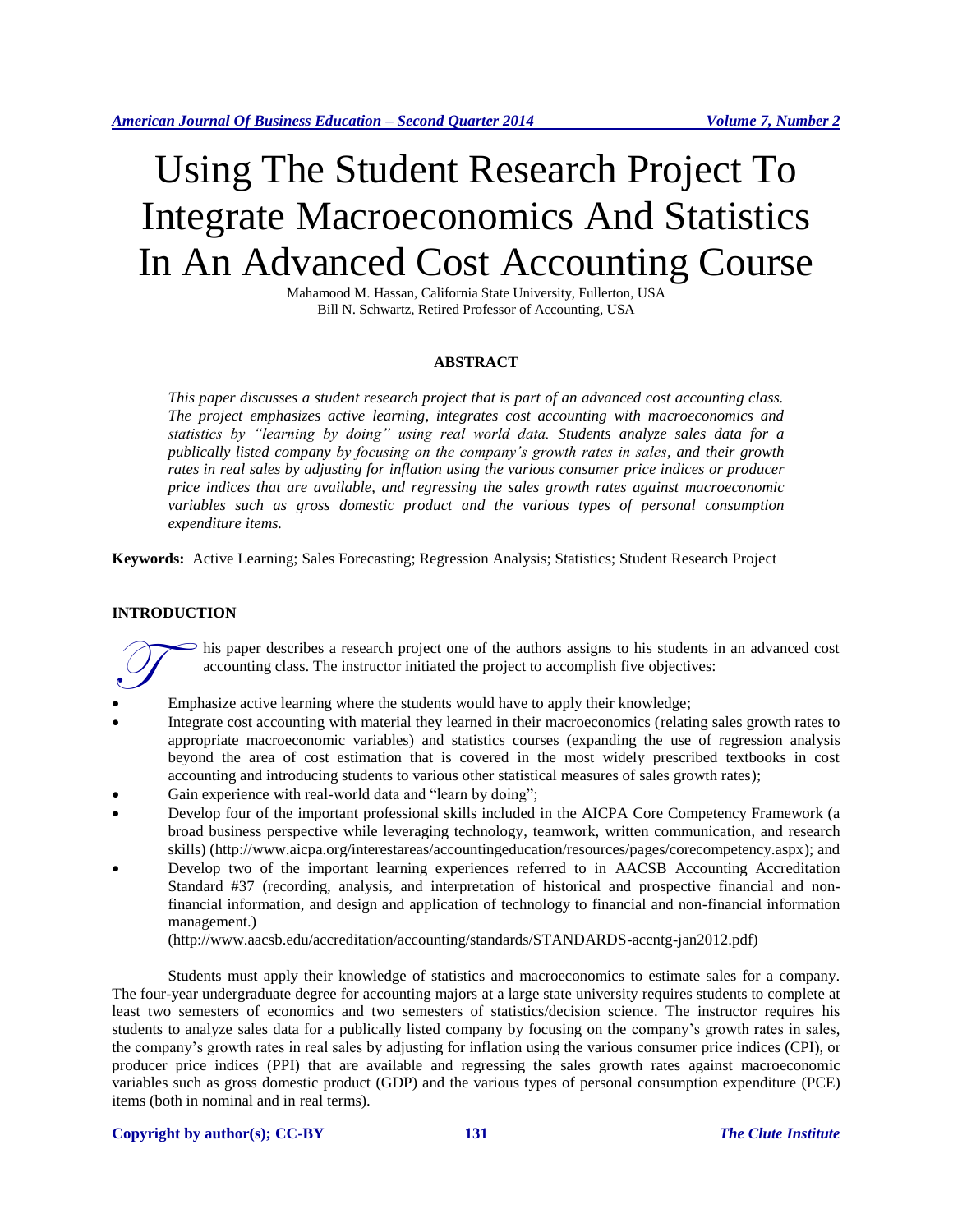# Using The Student Research Project To Integrate Macroeconomics And Statistics In An Advanced Cost Accounting Course

Mahamood M. Hassan, California State University, Fullerton, USA
Bill N. Schwartz, Retired Professor of Accounting, USA

## ABSTRACT

*This paper discusses a student research project that is part of an advanced cost accounting class. The project emphasizes active learning, integrates cost accounting with macroeconomics and statistics by "learning by doing" using real world data. Students analyze sales data for a publically listed company by focusing on the company's growth rates in sales, and their growth rates in real sales by adjusting for inflation using the various consumer price indices or producer price indices that are available, and regressing the sales growth rates against macroeconomic variables such as gross domestic product and the various types of personal consumption expenditure items.*

**Keywords:** Active Learning; Sales Forecasting; Regression Analysis; Statistics; Student Research Project

## INTRODUCTION

This paper describes a research project one of the authors assigns to his students in an advanced cost accounting class. The instructor initiated the project to accomplish five objectives:

- Emphasize active learning where the students would have to apply their knowledge;
- Integrate cost accounting with material they learned in their macroeconomics (relating sales growth rates to appropriate macroeconomic variables) and statistics courses (expanding the use of regression analysis beyond the area of cost estimation that is covered in the most widely prescribed textbooks in cost accounting and introducing students to various other statistical measures of sales growth rates);
- Gain experience with real-world data and "learn by doing";
- Develop four of the important professional skills included in the AICPA Core Competency Framework (a broad business perspective while leveraging technology, teamwork, written communication, and research skills) (http://www.aicpa.org/interestareas/accountingeducation/resources/pages/corecompetency.aspx); and
- Develop two of the important learning experiences referred to in AACSB Accounting Accreditation Standard #37 (recording, analysis, and interpretation of historical and prospective financial and non-financial information, and design and application of technology to financial and non-financial information management.)
  (http://www.aacsb.edu/accreditation/accounting/standards/STANDARDS-accntg-jan2012.pdf)

Students must apply their knowledge of statistics and macroeconomics to estimate sales for a company. The four-year undergraduate degree for accounting majors at a large state university requires students to complete at least two semesters of economics and two semesters of statistics/decision science. The instructor requires his students to analyze sales data for a publically listed company by focusing on the company's growth rates in sales, the company's growth rates in real sales by adjusting for inflation using the various consumer price indices (CPI), or producer price indices (PPI) that are available and regressing the sales growth rates against macroeconomic variables such as gross domestic product (GDP) and the various types of personal consumption expenditure (PCE) items (both in nominal and in real terms).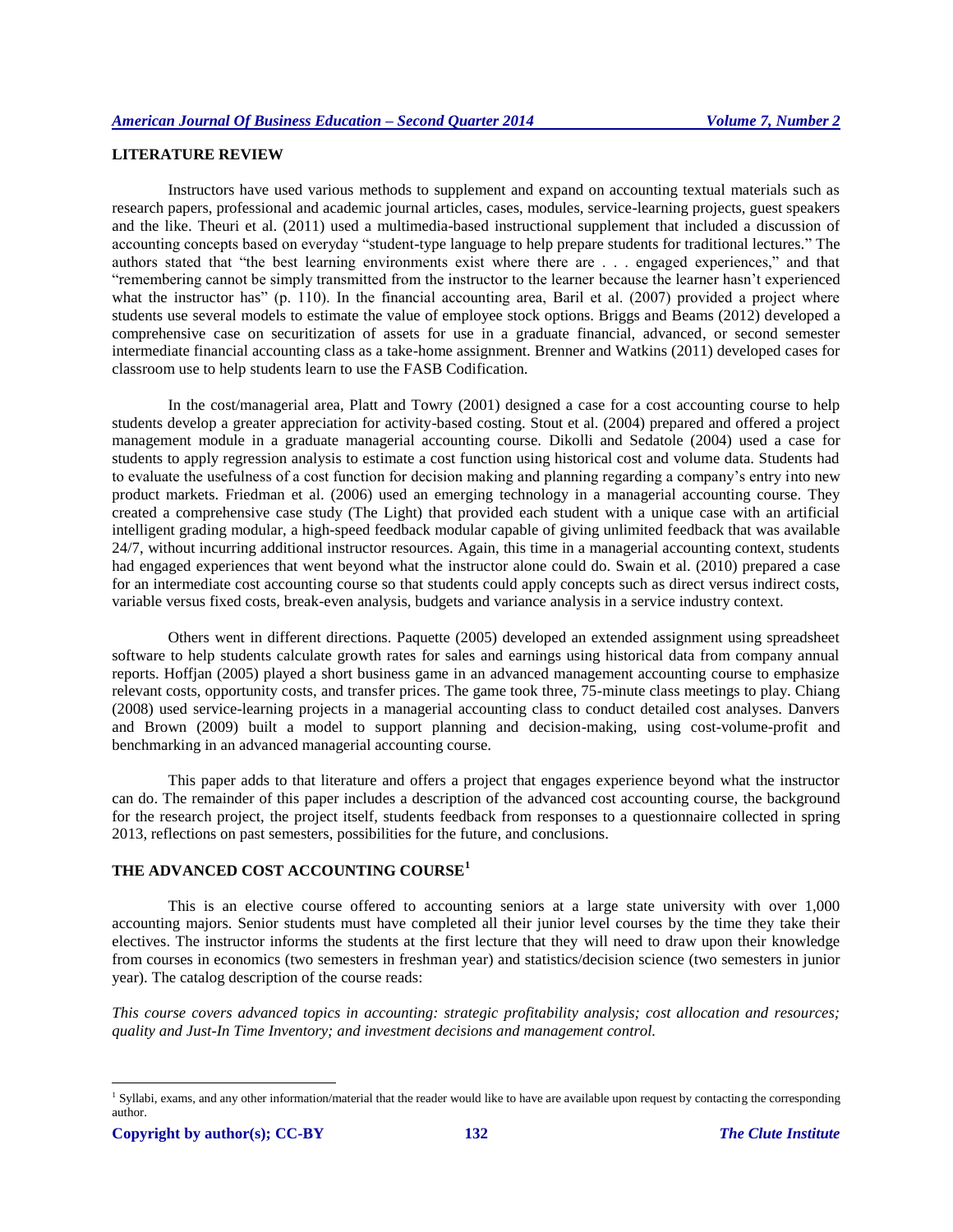## LITERATURE REVIEW

Instructors have used various methods to supplement and expand on accounting textual materials such as research papers, professional and academic journal articles, cases, modules, service-learning projects, guest speakers and the like. Theuri et al. (2011) used a multimedia-based instructional supplement that included a discussion of accounting concepts based on everyday "student-type language to help prepare students for traditional lectures." The authors stated that "the best learning environments exist where there are . . . engaged experiences," and that "remembering cannot be simply transmitted from the instructor to the learner because the learner hasn't experienced what the instructor has" (p. 110). In the financial accounting area, Baril et al. (2007) provided a project where students use several models to estimate the value of employee stock options. Briggs and Beams (2012) developed a comprehensive case on securitization of assets for use in a graduate financial, advanced, or second semester intermediate financial accounting class as a take-home assignment. Brenner and Watkins (2011) developed cases for classroom use to help students learn to use the FASB Codification.

In the cost/managerial area, Platt and Towry (2001) designed a case for a cost accounting course to help students develop a greater appreciation for activity-based costing. Stout et al. (2004) prepared and offered a project management module in a graduate managerial accounting course. Dikolli and Sedatole (2004) used a case for students to apply regression analysis to estimate a cost function using historical cost and volume data. Students had to evaluate the usefulness of a cost function for decision making and planning regarding a company's entry into new product markets. Friedman et al. (2006) used an emerging technology in a managerial accounting course. They created a comprehensive case study (The Light) that provided each student with a unique case with an artificial intelligent grading modular, a high-speed feedback modular capable of giving unlimited feedback that was available 24/7, without incurring additional instructor resources. Again, this time in a managerial accounting context, students had engaged experiences that went beyond what the instructor alone could do. Swain et al. (2010) prepared a case for an intermediate cost accounting course so that students could apply concepts such as direct versus indirect costs, variable versus fixed costs, break-even analysis, budgets and variance analysis in a service industry context.

Others went in different directions. Paquette (2005) developed an extended assignment using spreadsheet software to help students calculate growth rates for sales and earnings using historical data from company annual reports. Hoffjan (2005) played a short business game in an advanced management accounting course to emphasize relevant costs, opportunity costs, and transfer prices. The game took three, 75-minute class meetings to play. Chiang (2008) used service-learning projects in a managerial accounting class to conduct detailed cost analyses. Danvers and Brown (2009) built a model to support planning and decision-making, using cost-volume-profit and benchmarking in an advanced managerial accounting course.

This paper adds to that literature and offers a project that engages experience beyond what the instructor can do. The remainder of this paper includes a description of the advanced cost accounting course, the background for the research project, the project itself, students feedback from responses to a questionnaire collected in spring 2013, reflections on past semesters, possibilities for the future, and conclusions.

## THE ADVANCED COST ACCOUNTING COURSE[1]

This is an elective course offered to accounting seniors at a large state university with over 1,000 accounting majors. Senior students must have completed all their junior level courses by the time they take their electives. The instructor informs the students at the first lecture that they will need to draw upon their knowledge from courses in economics (two semesters in freshman year) and statistics/decision science (two semesters in junior year). The catalog description of the course reads:

*This course covers advanced topics in accounting: strategic profitability analysis; cost allocation and resources; quality and Just-In Time Inventory; and investment decisions and management control.*

[1] Syllabi, exams, and any other information/material that the reader would like to have are available upon request by contacting the corresponding author.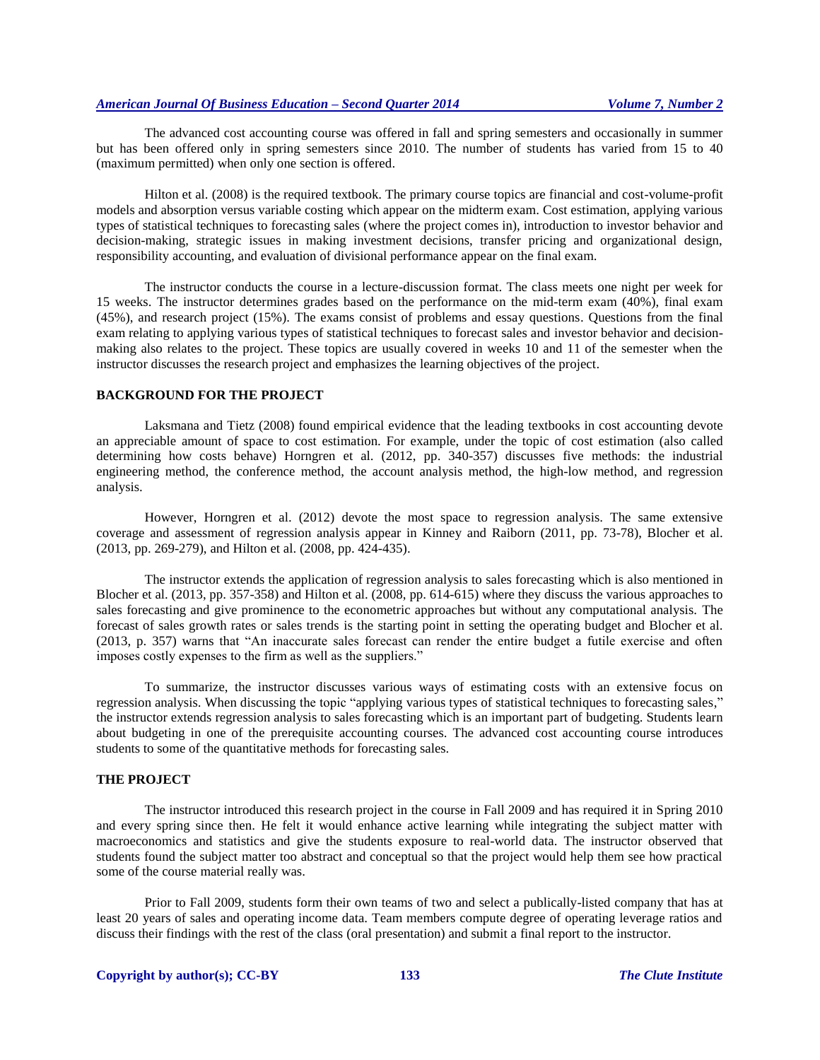The advanced cost accounting course was offered in fall and spring semesters and occasionally in summer but has been offered only in spring semesters since 2010. The number of students has varied from 15 to 40 (maximum permitted) when only one section is offered.

Hilton et al. (2008) is the required textbook. The primary course topics are financial and cost-volume-profit models and absorption versus variable costing which appear on the midterm exam. Cost estimation, applying various types of statistical techniques to forecasting sales (where the project comes in), introduction to investor behavior and decision-making, strategic issues in making investment decisions, transfer pricing and organizational design, responsibility accounting, and evaluation of divisional performance appear on the final exam.

The instructor conducts the course in a lecture-discussion format. The class meets one night per week for 15 weeks. The instructor determines grades based on the performance on the mid-term exam (40%), final exam (45%), and research project (15%). The exams consist of problems and essay questions. Questions from the final exam relating to applying various types of statistical techniques to forecast sales and investor behavior and decision-making also relates to the project. These topics are usually covered in weeks 10 and 11 of the semester when the instructor discusses the research project and emphasizes the learning objectives of the project.

## BACKGROUND FOR THE PROJECT

Laksmana and Tietz (2008) found empirical evidence that the leading textbooks in cost accounting devote an appreciable amount of space to cost estimation. For example, under the topic of cost estimation (also called determining how costs behave) Horngren et al. (2012, pp. 340-357) discusses five methods: the industrial engineering method, the conference method, the account analysis method, the high-low method, and regression analysis.

However, Horngren et al. (2012) devote the most space to regression analysis. The same extensive coverage and assessment of regression analysis appear in Kinney and Raiborn (2011, pp. 73-78), Blocher et al. (2013, pp. 269-279), and Hilton et al. (2008, pp. 424-435).

The instructor extends the application of regression analysis to sales forecasting which is also mentioned in Blocher et al. (2013, pp. 357-358) and Hilton et al. (2008, pp. 614-615) where they discuss the various approaches to sales forecasting and give prominence to the econometric approaches but without any computational analysis. The forecast of sales growth rates or sales trends is the starting point in setting the operating budget and Blocher et al. (2013, p. 357) warns that "An inaccurate sales forecast can render the entire budget a futile exercise and often imposes costly expenses to the firm as well as the suppliers."

To summarize, the instructor discusses various ways of estimating costs with an extensive focus on regression analysis. When discussing the topic "applying various types of statistical techniques to forecasting sales," the instructor extends regression analysis to sales forecasting which is an important part of budgeting. Students learn about budgeting in one of the prerequisite accounting courses. The advanced cost accounting course introduces students to some of the quantitative methods for forecasting sales.

## THE PROJECT

The instructor introduced this research project in the course in Fall 2009 and has required it in Spring 2010 and every spring since then. He felt it would enhance active learning while integrating the subject matter with macroeconomics and statistics and give the students exposure to real-world data. The instructor observed that students found the subject matter too abstract and conceptual so that the project would help them see how practical some of the course material really was.

Prior to Fall 2009, students form their own teams of two and select a publically-listed company that has at least 20 years of sales and operating income data. Team members compute degree of operating leverage ratios and discuss their findings with the rest of the class (oral presentation) and submit a final report to the instructor.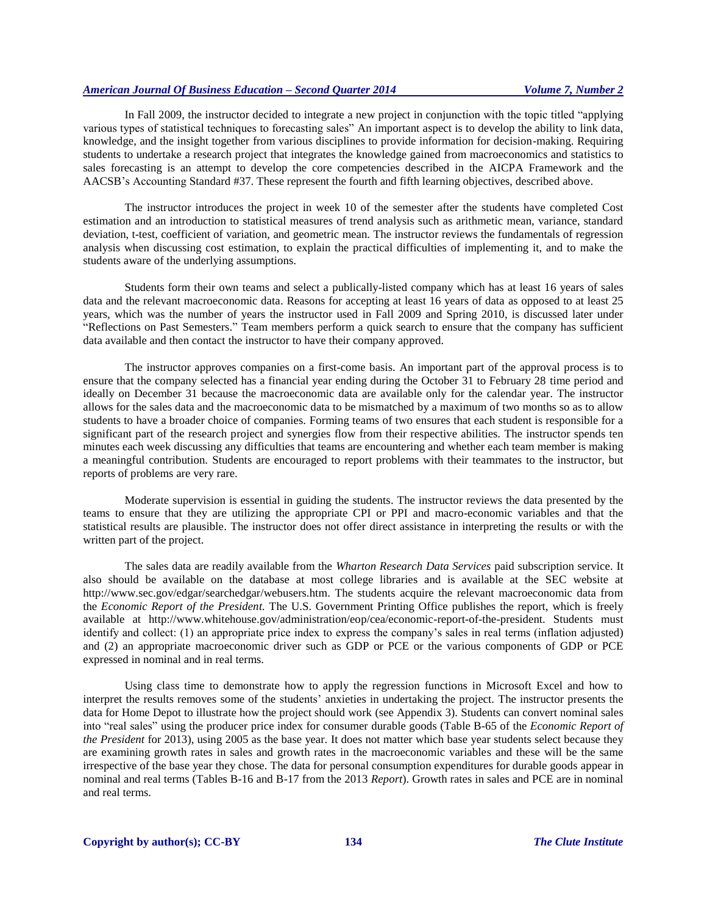In Fall 2009, the instructor decided to integrate a new project in conjunction with the topic titled "applying various types of statistical techniques to forecasting sales" An important aspect is to develop the ability to link data, knowledge, and the insight together from various disciplines to provide information for decision-making. Requiring students to undertake a research project that integrates the knowledge gained from macroeconomics and statistics to sales forecasting is an attempt to develop the core competencies described in the AICPA Framework and the AACSB's Accounting Standard #37. These represent the fourth and fifth learning objectives, described above.

The instructor introduces the project in week 10 of the semester after the students have completed Cost estimation and an introduction to statistical measures of trend analysis such as arithmetic mean, variance, standard deviation, t-test, coefficient of variation, and geometric mean. The instructor reviews the fundamentals of regression analysis when discussing cost estimation, to explain the practical difficulties of implementing it, and to make the students aware of the underlying assumptions.

Students form their own teams and select a publically-listed company which has at least 16 years of sales data and the relevant macroeconomic data. Reasons for accepting at least 16 years of data as opposed to at least 25 years, which was the number of years the instructor used in Fall 2009 and Spring 2010, is discussed later under "Reflections on Past Semesters." Team members perform a quick search to ensure that the company has sufficient data available and then contact the instructor to have their company approved.

The instructor approves companies on a first-come basis. An important part of the approval process is to ensure that the company selected has a financial year ending during the October 31 to February 28 time period and ideally on December 31 because the macroeconomic data are available only for the calendar year. The instructor allows for the sales data and the macroeconomic data to be mismatched by a maximum of two months so as to allow students to have a broader choice of companies. Forming teams of two ensures that each student is responsible for a significant part of the research project and synergies flow from their respective abilities. The instructor spends ten minutes each week discussing any difficulties that teams are encountering and whether each team member is making a meaningful contribution. Students are encouraged to report problems with their teammates to the instructor, but reports of problems are very rare.

Moderate supervision is essential in guiding the students. The instructor reviews the data presented by the teams to ensure that they are utilizing the appropriate CPI or PPI and macro-economic variables and that the statistical results are plausible. The instructor does not offer direct assistance in interpreting the results or with the written part of the project.

The sales data are readily available from the *Wharton Research Data Services* paid subscription service. It also should be available on the database at most college libraries and is available at the SEC website at http://www.sec.gov/edgar/searchedgar/webusers.htm. The students acquire the relevant macroeconomic data from the *Economic Report of the President.* The U.S. Government Printing Office publishes the report, which is freely available at http://www.whitehouse.gov/administration/eop/cea/economic-report-of-the-president. Students must identify and collect: (1) an appropriate price index to express the company's sales in real terms (inflation adjusted) and (2) an appropriate macroeconomic driver such as GDP or PCE or the various components of GDP or PCE expressed in nominal and in real terms.

Using class time to demonstrate how to apply the regression functions in Microsoft Excel and how to interpret the results removes some of the students' anxieties in undertaking the project. The instructor presents the data for Home Depot to illustrate how the project should work (see Appendix 3). Students can convert nominal sales into "real sales" using the producer price index for consumer durable goods (Table B-65 of the *Economic Report of the President* for 2013), using 2005 as the base year. It does not matter which base year students select because they are examining growth rates in sales and growth rates in the macroeconomic variables and these will be the same irrespective of the base year they chose. The data for personal consumption expenditures for durable goods appear in nominal and real terms (Tables B-16 and B-17 from the 2013 *Report*). Growth rates in sales and PCE are in nominal and real terms.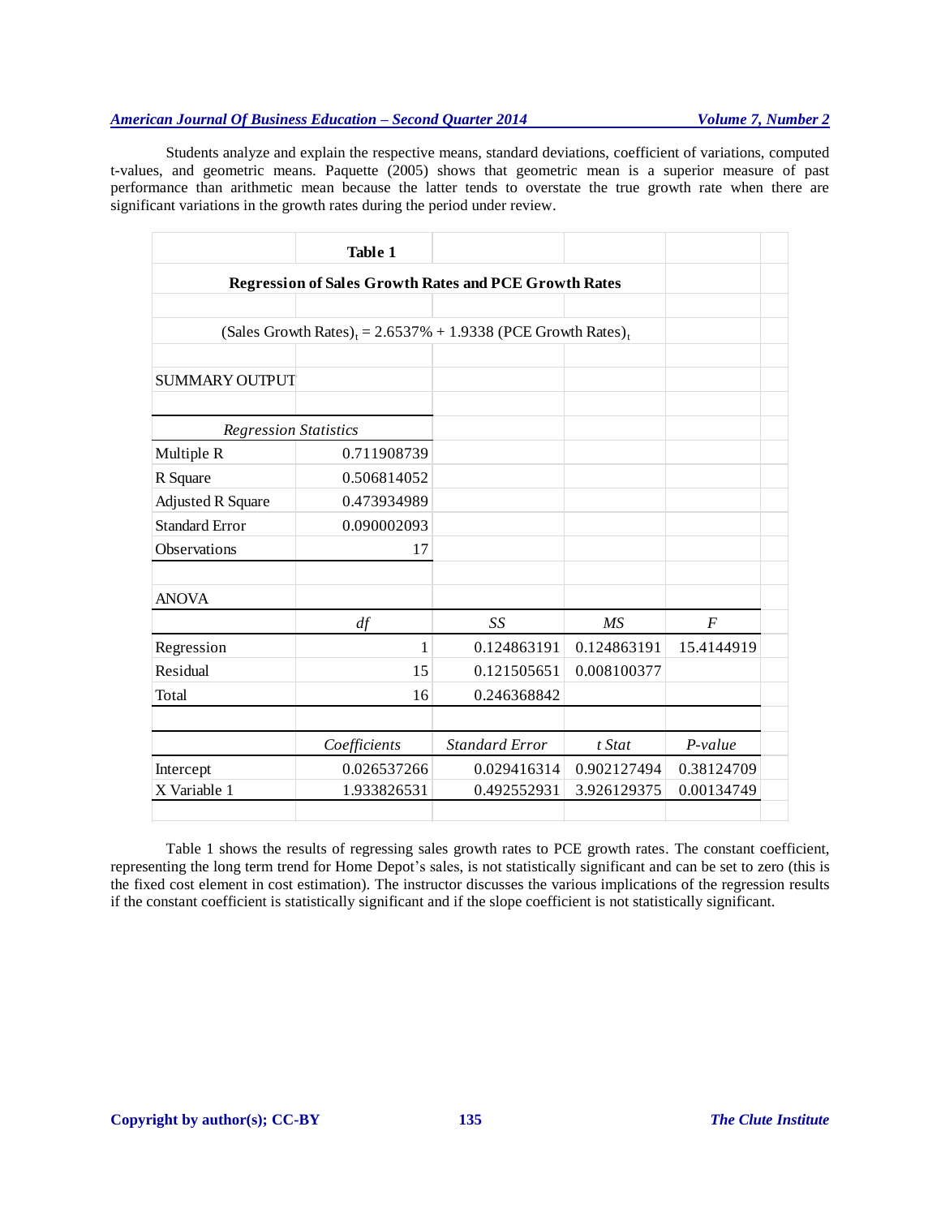Students analyze and explain the respective means, standard deviations, coefficient of variations, computed t-values, and geometric means. Paquette (2005) shows that geometric mean is a superior measure of past performance than arithmetic mean because the latter tends to overstate the true growth rate when there are significant variations in the growth rates during the period under review.

**Table 1**

**Regression of Sales Growth Rates and PCE Growth Rates**

$$(\text{Sales Growth Rates})_t = 2.6537\% + 1.9338\ (\text{PCE Growth Rates})_t$$

SUMMARY OUTPUT

| *Regression Statistics* | |
|---|---|
| Multiple R | 0.711908739 |
| R Square | 0.506814052 |
| Adjusted R Square | 0.473934989 |
| Standard Error | 0.090002093 |
| Observations | 17 |

ANOVA

| | *df* | *SS* | *MS* | *F* |
|---|---|---|---|---|
| Regression | 1 | 0.124863191 | 0.124863191 | 15.4144919 |
| Residual | 15 | 0.121505651 | 0.008100377 | |
| Total | 16 | 0.246368842 | | |

| | *Coefficients* | *Standard Error* | *t Stat* | *P-value* |
|---|---|---|---|---|
| Intercept | 0.026537266 | 0.029416314 | 0.902127494 | 0.38124709 |
| X Variable 1 | 1.933826531 | 0.492552931 | 3.926129375 | 0.00134749 |

Table 1 shows the results of regressing sales growth rates to PCE growth rates. The constant coefficient, representing the long term trend for Home Depot's sales, is not statistically significant and can be set to zero (this is the fixed cost element in cost estimation). The instructor discusses the various implications of the regression results if the constant coefficient is statistically significant and if the slope coefficient is not statistically significant.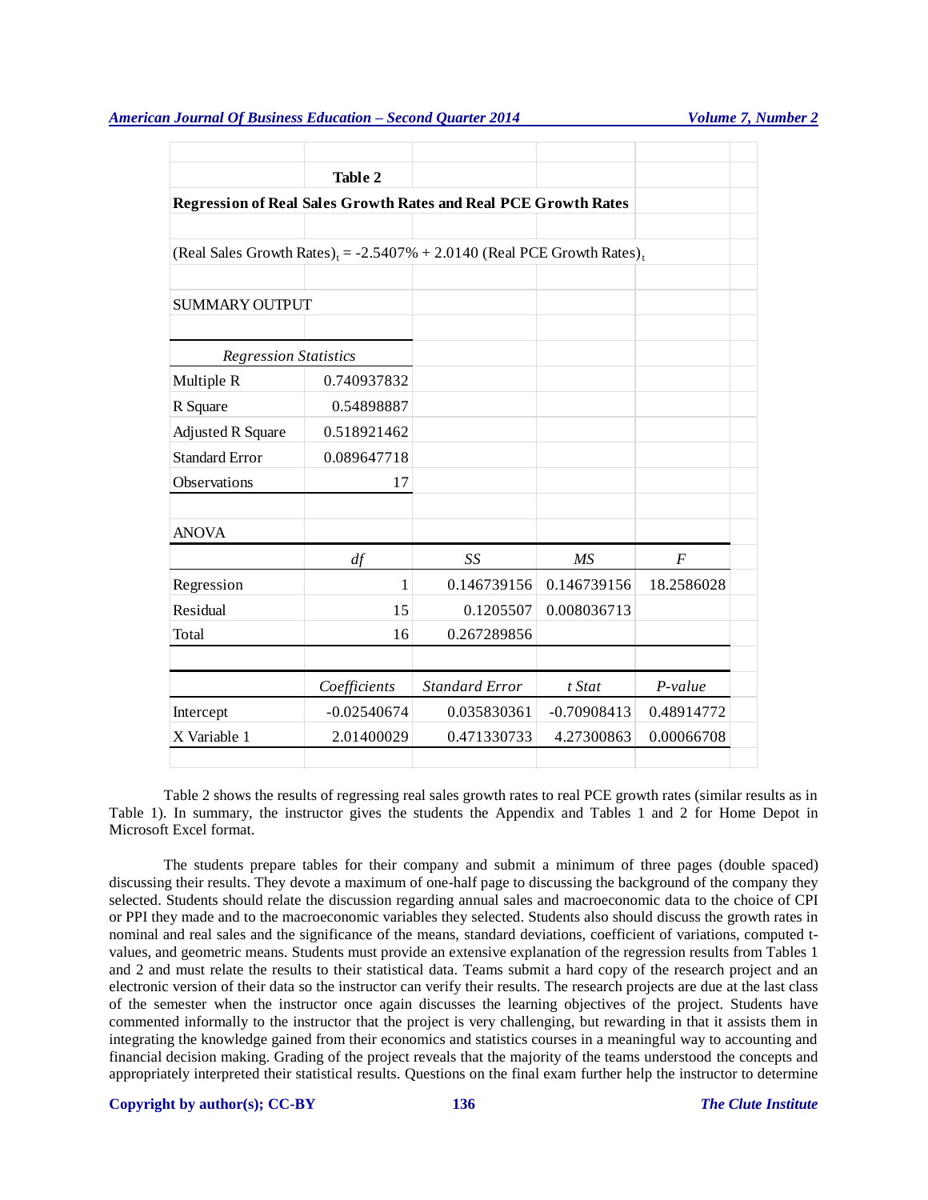**Table 2**

**Regression of Real Sales Growth Rates and Real PCE Growth Rates**

$$(\text{Real Sales Growth Rates})_t = -2.5407\% + 2.0140\ (\text{Real PCE Growth Rates})_t$$

SUMMARY OUTPUT

| *Regression Statistics* | |
|---|---|
| Multiple R | 0.740937832 |
| R Square | 0.54898887 |
| Adjusted R Square | 0.518921462 |
| Standard Error | 0.089647718 |
| Observations | 17 |

ANOVA

| | *df* | *SS* | *MS* | *F* |
|---|---|---|---|---|
| Regression | 1 | 0.146739156 | 0.146739156 | 18.2586028 |
| Residual | 15 | 0.1205507 | 0.008036713 | |
| Total | 16 | 0.267289856 | | |

| | *Coefficients* | *Standard Error* | *t Stat* | *P-value* |
|---|---|---|---|---|
| Intercept | -0.02540674 | 0.035830361 | -0.70908413 | 0.48914772 |
| X Variable 1 | 2.01400029 | 0.471330733 | 4.27300863 | 0.00066708 |

Table 2 shows the results of regressing real sales growth rates to real PCE growth rates (similar results as in Table 1). In summary, the instructor gives the students the Appendix and Tables 1 and 2 for Home Depot in Microsoft Excel format.

The students prepare tables for their company and submit a minimum of three pages (double spaced) discussing their results. They devote a maximum of one-half page to discussing the background of the company they selected. Students should relate the discussion regarding annual sales and macroeconomic data to the choice of CPI or PPI they made and to the macroeconomic variables they selected. Students also should discuss the growth rates in nominal and real sales and the significance of the means, standard deviations, coefficient of variations, computed t-values, and geometric means. Students must provide an extensive explanation of the regression results from Tables 1 and 2 and must relate the results to their statistical data. Teams submit a hard copy of the research project and an electronic version of their data so the instructor can verify their results. The research projects are due at the last class of the semester when the instructor once again discusses the learning objectives of the project. Students have commented informally to the instructor that the project is very challenging, but rewarding in that it assists them in integrating the knowledge gained from their economics and statistics courses in a meaningful way to accounting and financial decision making. Grading of the project reveals that the majority of the teams understood the concepts and appropriately interpreted their statistical results. Questions on the final exam further help the instructor to determine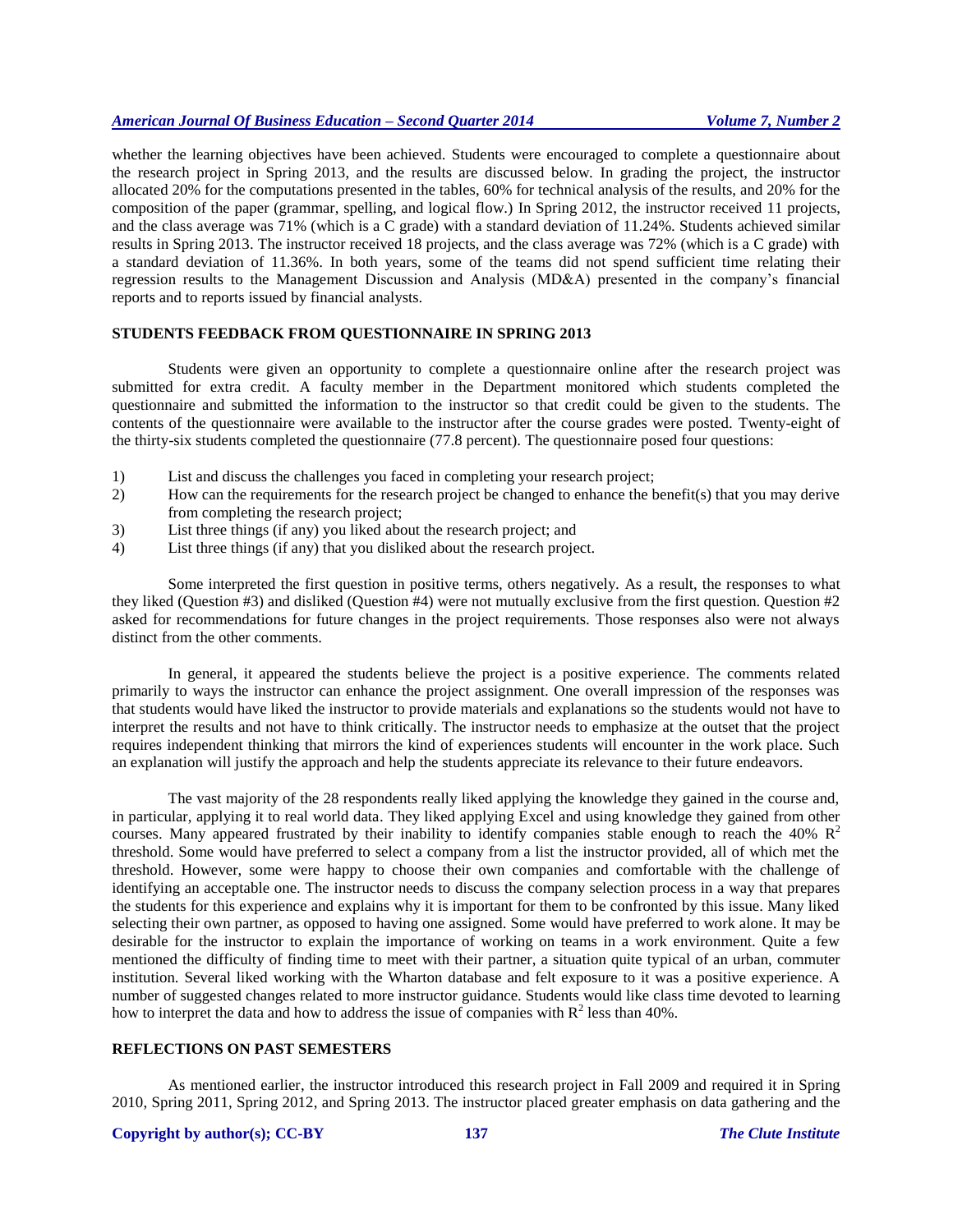whether the learning objectives have been achieved. Students were encouraged to complete a questionnaire about the research project in Spring 2013, and the results are discussed below. In grading the project, the instructor allocated 20% for the computations presented in the tables, 60% for technical analysis of the results, and 20% for the composition of the paper (grammar, spelling, and logical flow.) In Spring 2012, the instructor received 11 projects, and the class average was 71% (which is a C grade) with a standard deviation of 11.24%. Students achieved similar results in Spring 2013. The instructor received 18 projects, and the class average was 72% (which is a C grade) with a standard deviation of 11.36%. In both years, some of the teams did not spend sufficient time relating their regression results to the Management Discussion and Analysis (MD&A) presented in the company's financial reports and to reports issued by financial analysts.

## STUDENTS FEEDBACK FROM QUESTIONNAIRE IN SPRING 2013

Students were given an opportunity to complete a questionnaire online after the research project was submitted for extra credit. A faculty member in the Department monitored which students completed the questionnaire and submitted the information to the instructor so that credit could be given to the students. The contents of the questionnaire were available to the instructor after the course grades were posted. Twenty-eight of the thirty-six students completed the questionnaire (77.8 percent). The questionnaire posed four questions:

1) List and discuss the challenges you faced in completing your research project;
2) How can the requirements for the research project be changed to enhance the benefit(s) that you may derive from completing the research project;
3) List three things (if any) you liked about the research project; and
4) List three things (if any) that you disliked about the research project.

Some interpreted the first question in positive terms, others negatively. As a result, the responses to what they liked (Question #3) and disliked (Question #4) were not mutually exclusive from the first question. Question #2 asked for recommendations for future changes in the project requirements. Those responses also were not always distinct from the other comments.

In general, it appeared the students believe the project is a positive experience. The comments related primarily to ways the instructor can enhance the project assignment. One overall impression of the responses was that students would have liked the instructor to provide materials and explanations so the students would not have to interpret the results and not have to think critically. The instructor needs to emphasize at the outset that the project requires independent thinking that mirrors the kind of experiences students will encounter in the work place. Such an explanation will justify the approach and help the students appreciate its relevance to their future endeavors.

The vast majority of the 28 respondents really liked applying the knowledge they gained in the course and, in particular, applying it to real world data. They liked applying Excel and using knowledge they gained from other courses. Many appeared frustrated by their inability to identify companies stable enough to reach the 40% $R^2$ threshold. Some would have preferred to select a company from a list the instructor provided, all of which met the threshold. However, some were happy to choose their own companies and comfortable with the challenge of identifying an acceptable one. The instructor needs to discuss the company selection process in a way that prepares the students for this experience and explains why it is important for them to be confronted by this issue. Many liked selecting their own partner, as opposed to having one assigned. Some would have preferred to work alone. It may be desirable for the instructor to explain the importance of working on teams in a work environment. Quite a few mentioned the difficulty of finding time to meet with their partner, a situation quite typical of an urban, commuter institution. Several liked working with the Wharton database and felt exposure to it was a positive experience. A number of suggested changes related to more instructor guidance. Students would like class time devoted to learning how to interpret the data and how to address the issue of companies with $R^2$ less than 40%.

## REFLECTIONS ON PAST SEMESTERS

As mentioned earlier, the instructor introduced this research project in Fall 2009 and required it in Spring 2010, Spring 2011, Spring 2012, and Spring 2013. The instructor placed greater emphasis on data gathering and the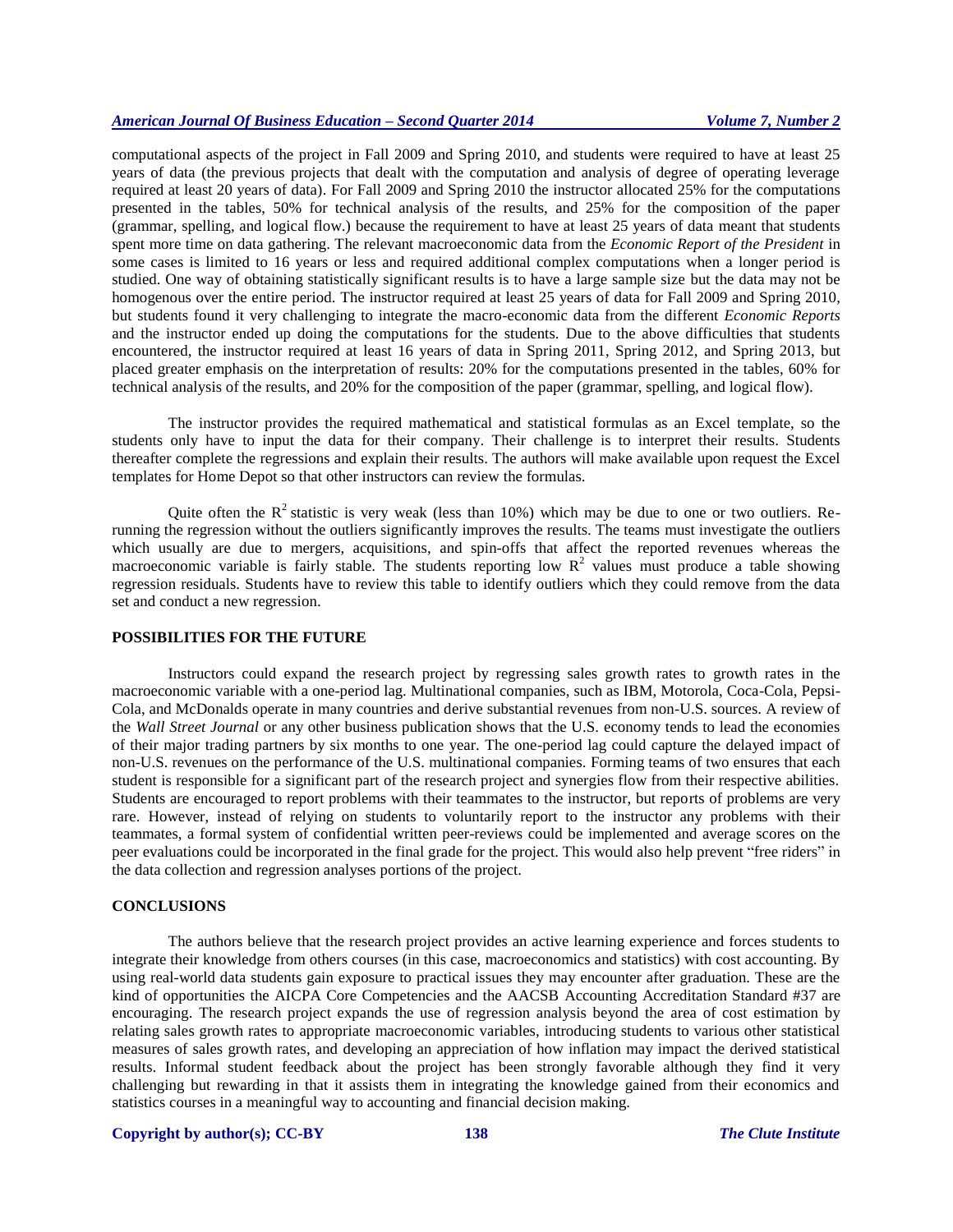computational aspects of the project in Fall 2009 and Spring 2010, and students were required to have at least 25 years of data (the previous projects that dealt with the computation and analysis of degree of operating leverage required at least 20 years of data). For Fall 2009 and Spring 2010 the instructor allocated 25% for the computations presented in the tables, 50% for technical analysis of the results, and 25% for the composition of the paper (grammar, spelling, and logical flow.) because the requirement to have at least 25 years of data meant that students spent more time on data gathering. The relevant macroeconomic data from the *Economic Report of the President* in some cases is limited to 16 years or less and required additional complex computations when a longer period is studied. One way of obtaining statistically significant results is to have a large sample size but the data may not be homogenous over the entire period. The instructor required at least 25 years of data for Fall 2009 and Spring 2010, but students found it very challenging to integrate the macro-economic data from the different *Economic Reports* and the instructor ended up doing the computations for the students. Due to the above difficulties that students encountered, the instructor required at least 16 years of data in Spring 2011, Spring 2012, and Spring 2013, but placed greater emphasis on the interpretation of results: 20% for the computations presented in the tables, 60% for technical analysis of the results, and 20% for the composition of the paper (grammar, spelling, and logical flow).

The instructor provides the required mathematical and statistical formulas as an Excel template, so the students only have to input the data for their company. Their challenge is to interpret their results. Students thereafter complete the regressions and explain their results. The authors will make available upon request the Excel templates for Home Depot so that other instructors can review the formulas.

Quite often the $R^2$ statistic is very weak (less than 10%) which may be due to one or two outliers. Re-running the regression without the outliers significantly improves the results. The teams must investigate the outliers which usually are due to mergers, acquisitions, and spin-offs that affect the reported revenues whereas the macroeconomic variable is fairly stable. The students reporting low $R^2$ values must produce a table showing regression residuals. Students have to review this table to identify outliers which they could remove from the data set and conduct a new regression.

## POSSIBILITIES FOR THE FUTURE

Instructors could expand the research project by regressing sales growth rates to growth rates in the macroeconomic variable with a one-period lag. Multinational companies, such as IBM, Motorola, Coca-Cola, Pepsi-Cola, and McDonalds operate in many countries and derive substantial revenues from non-U.S. sources. A review of the *Wall Street Journal* or any other business publication shows that the U.S. economy tends to lead the economies of their major trading partners by six months to one year. The one-period lag could capture the delayed impact of non-U.S. revenues on the performance of the U.S. multinational companies. Forming teams of two ensures that each student is responsible for a significant part of the research project and synergies flow from their respective abilities. Students are encouraged to report problems with their teammates to the instructor, but reports of problems are very rare. However, instead of relying on students to voluntarily report to the instructor any problems with their teammates, a formal system of confidential written peer-reviews could be implemented and average scores on the peer evaluations could be incorporated in the final grade for the project. This would also help prevent "free riders" in the data collection and regression analyses portions of the project.

## CONCLUSIONS

The authors believe that the research project provides an active learning experience and forces students to integrate their knowledge from others courses (in this case, macroeconomics and statistics) with cost accounting. By using real-world data students gain exposure to practical issues they may encounter after graduation. These are the kind of opportunities the AICPA Core Competencies and the AACSB Accounting Accreditation Standard #37 are encouraging. The research project expands the use of regression analysis beyond the area of cost estimation by relating sales growth rates to appropriate macroeconomic variables, introducing students to various other statistical measures of sales growth rates, and developing an appreciation of how inflation may impact the derived statistical results. Informal student feedback about the project has been strongly favorable although they find it very challenging but rewarding in that it assists them in integrating the knowledge gained from their economics and statistics courses in a meaningful way to accounting and financial decision making.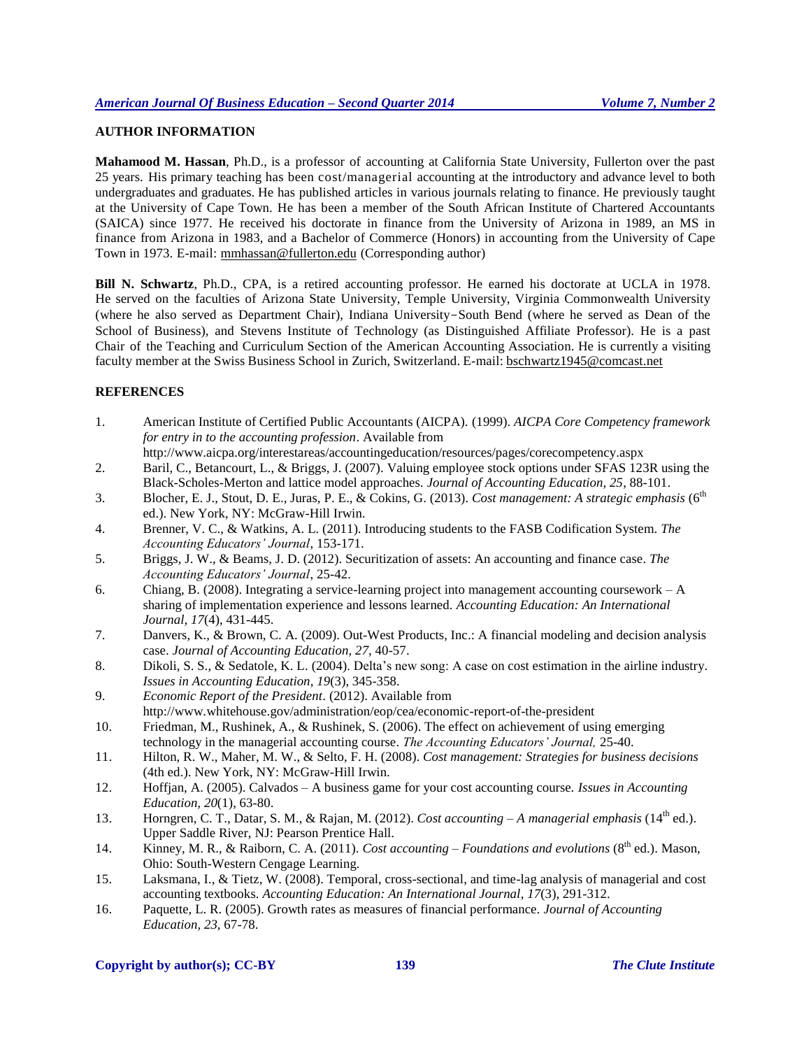## AUTHOR INFORMATION

**Mahamood M. Hassan**, Ph.D., is a professor of accounting at California State University, Fullerton over the past 25 years. His primary teaching has been cost/managerial accounting at the introductory and advance level to both undergraduates and graduates. He has published articles in various journals relating to finance. He previously taught at the University of Cape Town. He has been a member of the South African Institute of Chartered Accountants (SAICA) since 1977. He received his doctorate in finance from the University of Arizona in 1989, an MS in finance from Arizona in 1983, and a Bachelor of Commerce (Honors) in accounting from the University of Cape Town in 1973. E-mail: mmhassan@fullerton.edu (Corresponding author)

**Bill N. Schwartz**, Ph.D., CPA, is a retired accounting professor. He earned his doctorate at UCLA in 1978. He served on the faculties of Arizona State University, Temple University, Virginia Commonwealth University (where he also served as Department Chair), Indiana University–South Bend (where he served as Dean of the School of Business), and Stevens Institute of Technology (as Distinguished Affiliate Professor). He is a past Chair of the Teaching and Curriculum Section of the American Accounting Association. He is currently a visiting faculty member at the Swiss Business School in Zurich, Switzerland. E-mail: bschwartz1945@comcast.net

## REFERENCES

1. American Institute of Certified Public Accountants (AICPA). (1999). *AICPA Core Competency framework for entry in to the accounting profession*. Available from http://www.aicpa.org/interestareas/accountingeducation/resources/pages/corecompetency.aspx
2. Baril, C., Betancourt, L., & Briggs, J. (2007). Valuing employee stock options under SFAS 123R using the Black-Scholes-Merton and lattice model approaches. *Journal of Accounting Education, 25*, 88-101.
3. Blocher, E. J., Stout, D. E., Juras, P. E., & Cokins, G. (2013). *Cost management: A strategic emphasis* (6th ed.). New York, NY: McGraw-Hill Irwin.
4. Brenner, V. C., & Watkins, A. L. (2011). Introducing students to the FASB Codification System. *The Accounting Educators' Journal*, 153-171.
5. Briggs, J. W., & Beams, J. D. (2012). Securitization of assets: An accounting and finance case. *The Accounting Educators' Journal*, 25-42.
6. Chiang, B. (2008). Integrating a service-learning project into management accounting coursework – A sharing of implementation experience and lessons learned. *Accounting Education: An International Journal, 17*(4), 431-445.
7. Danvers, K., & Brown, C. A. (2009). Out-West Products, Inc.: A financial modeling and decision analysis case. *Journal of Accounting Education, 27*, 40-57.
8. Dikoli, S. S., & Sedatole, K. L. (2004). Delta's new song: A case on cost estimation in the airline industry. *Issues in Accounting Education, 19*(3), 345-358.
9. *Economic Report of the President*. (2012). Available from http://www.whitehouse.gov/administration/eop/cea/economic-report-of-the-president
10. Friedman, M., Rushinek, A., & Rushinek, S. (2006). The effect on achievement of using emerging technology in the managerial accounting course. *The Accounting Educators' Journal,* 25-40.
11. Hilton, R. W., Maher, M. W., & Selto, F. H. (2008). *Cost management: Strategies for business decisions* (4th ed.). New York, NY: McGraw-Hill Irwin.
12. Hoffjan, A. (2005). Calvados – A business game for your cost accounting course. *Issues in Accounting Education, 20*(1), 63-80.
13. Horngren, C. T., Datar, S. M., & Rajan, M. (2012). *Cost accounting – A managerial emphasis* (14th ed.). Upper Saddle River, NJ: Pearson Prentice Hall.
14. Kinney, M. R., & Raiborn, C. A. (2011). *Cost accounting – Foundations and evolutions* (8th ed.). Mason, Ohio: South-Western Cengage Learning.
15. Laksmana, I., & Tietz, W. (2008). Temporal, cross-sectional, and time-lag analysis of managerial and cost accounting textbooks. *Accounting Education: An International Journal, 17*(3), 291-312.
16. Paquette, L. R. (2005). Growth rates as measures of financial performance. *Journal of Accounting Education, 23*, 67-78.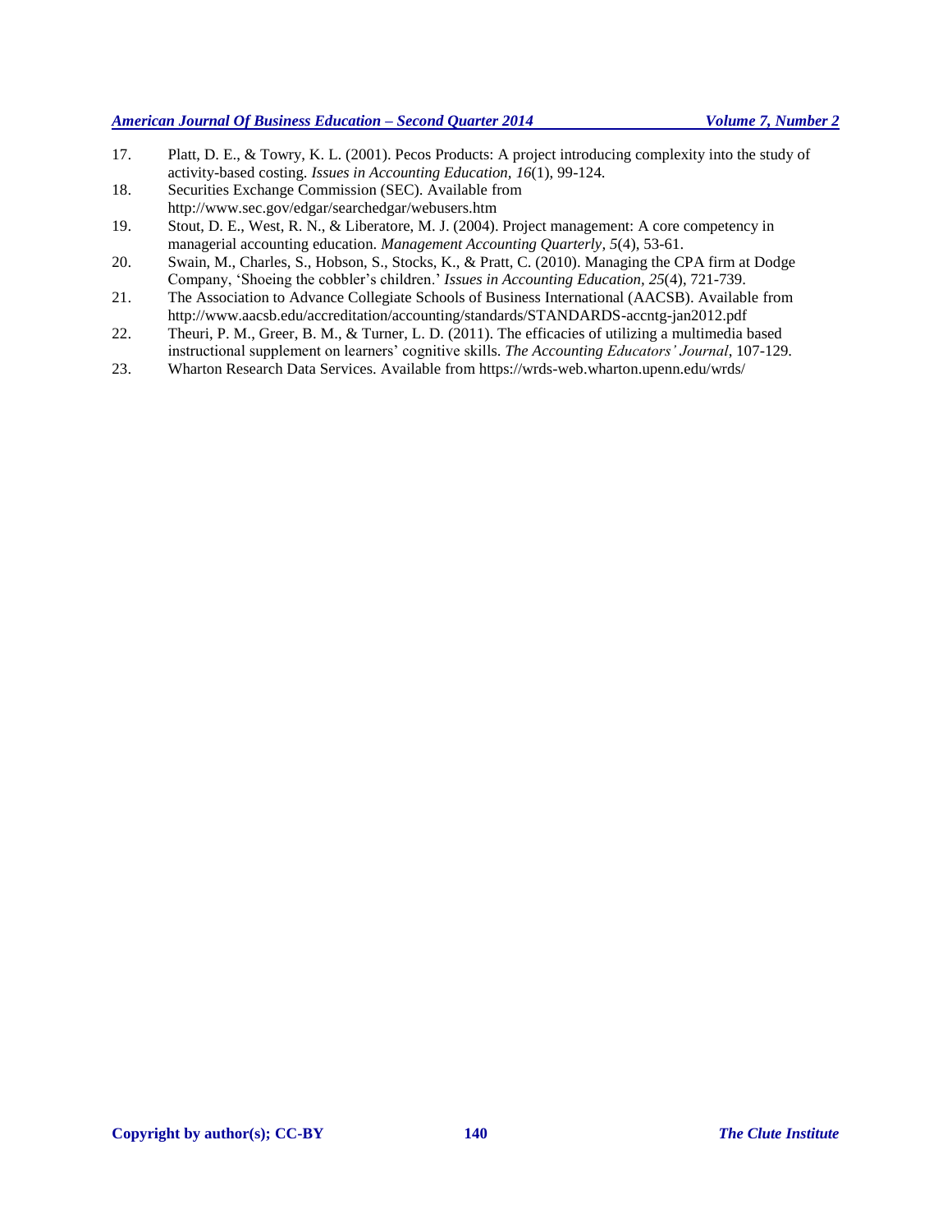17. Platt, D. E., & Towry, K. L. (2001). Pecos Products: A project introducing complexity into the study of activity-based costing. *Issues in Accounting Education, 16*(1), 99-124.
18. Securities Exchange Commission (SEC). Available from http://www.sec.gov/edgar/searchedgar/webusers.htm
19. Stout, D. E., West, R. N., & Liberatore, M. J. (2004). Project management: A core competency in managerial accounting education. *Management Accounting Quarterly, 5*(4), 53-61.
20. Swain, M., Charles, S., Hobson, S., Stocks, K., & Pratt, C. (2010). Managing the CPA firm at Dodge Company, 'Shoeing the cobbler's children.' *Issues in Accounting Education, 25*(4), 721-739.
21. The Association to Advance Collegiate Schools of Business International (AACSB). Available from http://www.aacsb.edu/accreditation/accounting/standards/STANDARDS-accntg-jan2012.pdf
22. Theuri, P. M., Greer, B. M., & Turner, L. D. (2011). The efficacies of utilizing a multimedia based instructional supplement on learners' cognitive skills. *The Accounting Educators' Journal*, 107-129.
23. Wharton Research Data Services. Available from https://wrds-web.wharton.upenn.edu/wrds/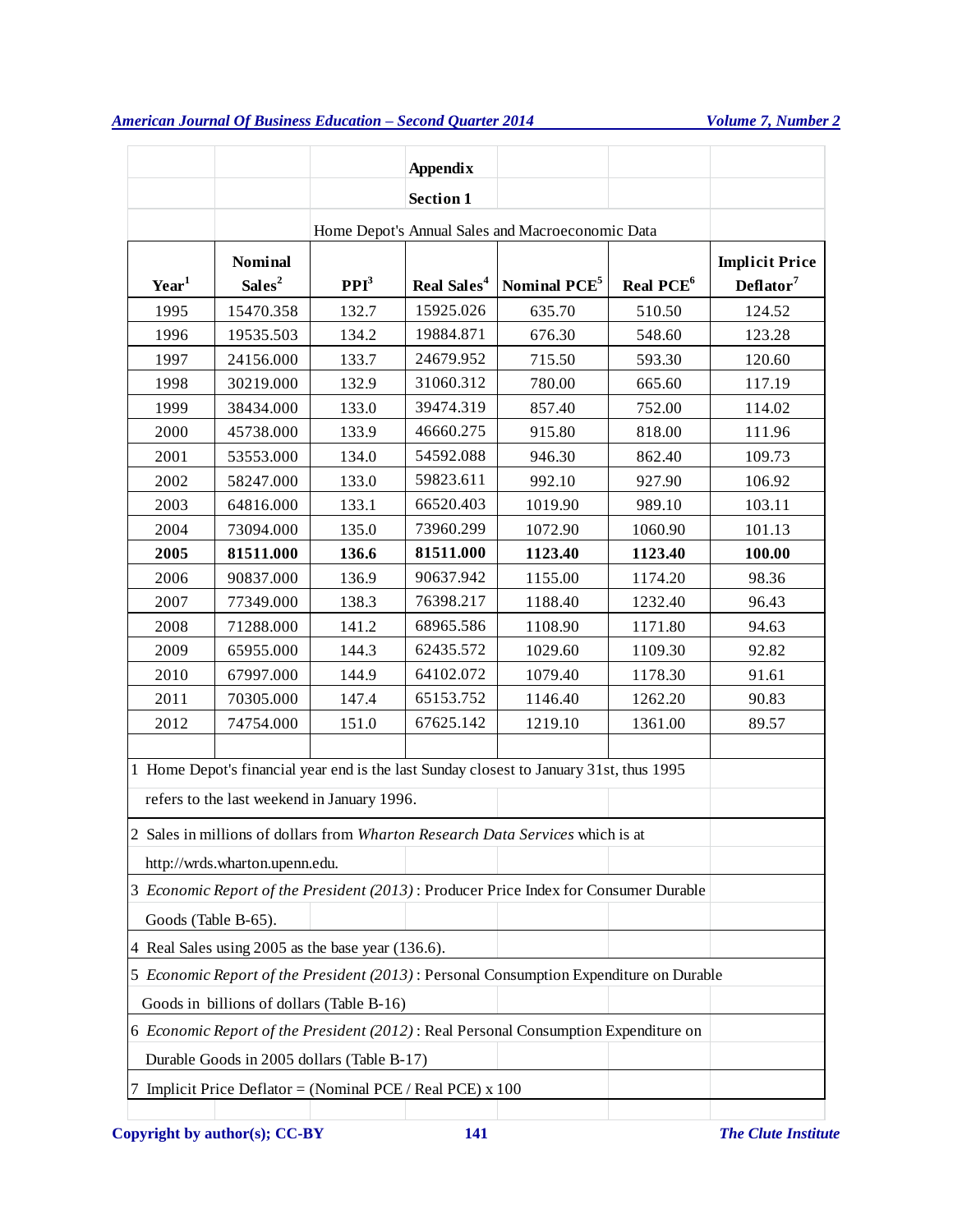## Appendix

### Section 1

Home Depot's Annual Sales and Macroeconomic Data

| Year[1] | Nominal Sales[2] | PPI[3] | Real Sales[4] | Nominal PCE[5] | Real PCE[6] | Implicit Price Deflator[7] |
|---|---|---|---|---|---|---|
| 1995 | 15470.358 | 132.7 | 15925.026 | 635.70 | 510.50 | 124.52 |
| 1996 | 19535.503 | 134.2 | 19884.871 | 676.30 | 548.60 | 123.28 |
| 1997 | 24156.000 | 133.7 | 24679.952 | 715.50 | 593.30 | 120.60 |
| 1998 | 30219.000 | 132.9 | 31060.312 | 780.00 | 665.60 | 117.19 |
| 1999 | 38434.000 | 133.0 | 39474.319 | 857.40 | 752.00 | 114.02 |
| 2000 | 45738.000 | 133.9 | 46660.275 | 915.80 | 818.00 | 111.96 |
| 2001 | 53553.000 | 134.0 | 54592.088 | 946.30 | 862.40 | 109.73 |
| 2002 | 58247.000 | 133.0 | 59823.611 | 992.10 | 927.90 | 106.92 |
| 2003 | 64816.000 | 133.1 | 66520.403 | 1019.90 | 989.10 | 103.11 |
| 2004 | 73094.000 | 135.0 | 73960.299 | 1072.90 | 1060.90 | 101.13 |
| **2005** | **81511.000** | **136.6** | **81511.000** | **1123.40** | **1123.40** | **100.00** |
| 2006 | 90837.000 | 136.9 | 90637.942 | 1155.00 | 1174.20 | 98.36 |
| 2007 | 77349.000 | 138.3 | 76398.217 | 1188.40 | 1232.40 | 96.43 |
| 2008 | 71288.000 | 141.2 | 68965.586 | 1108.90 | 1171.80 | 94.63 |
| 2009 | 65955.000 | 144.3 | 62435.572 | 1029.60 | 1109.30 | 92.82 |
| 2010 | 67997.000 | 144.9 | 64102.072 | 1079.40 | 1178.30 | 91.61 |
| 2011 | 70305.000 | 147.4 | 65153.752 | 1146.40 | 1262.20 | 90.83 |
| 2012 | 74754.000 | 151.0 | 67625.142 | 1219.10 | 1361.00 | 89.57 |

1 Home Depot's financial year end is the last Sunday closest to January 31st, thus 1995 refers to the last weekend in January 1996.

2 Sales in millions of dollars from *Wharton Research Data Services* which is at http://wrds.wharton.upenn.edu.

3 *Economic Report of the President (2013)* : Producer Price Index for Consumer Durable Goods (Table B-65).

4 Real Sales using 2005 as the base year (136.6).

5 *Economic Report of the President (2013)* : Personal Consumption Expenditure on Durable Goods in billions of dollars (Table B-16)

6 *Economic Report of the President (2012)* : Real Personal Consumption Expenditure on Durable Goods in 2005 dollars (Table B-17)

7 Implicit Price Deflator = (Nominal PCE / Real PCE) x 100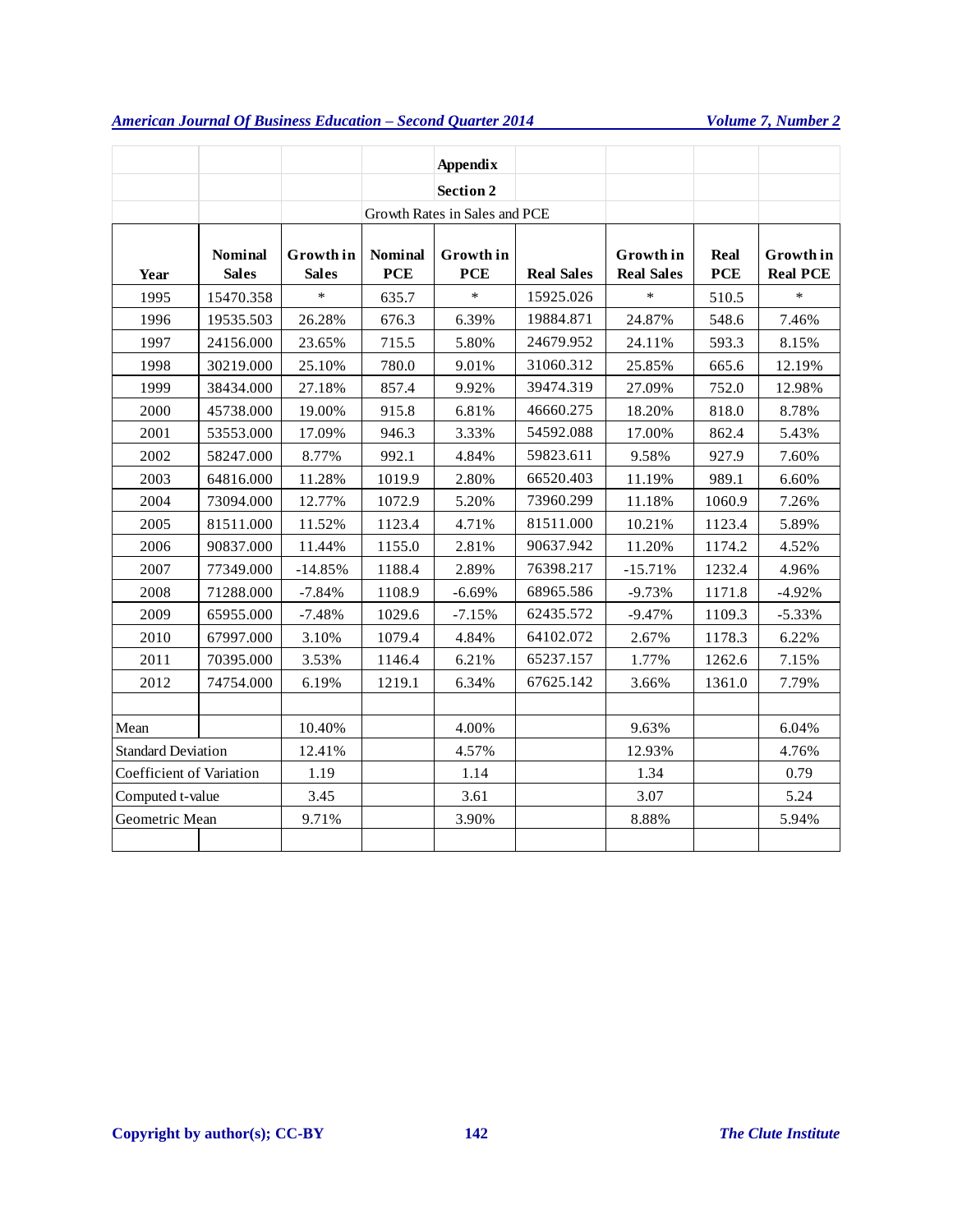## Appendix

### Section 2

Growth Rates in Sales and PCE

| Year | Nominal Sales | Growth in Sales | Nominal PCE | Growth in PCE | Real Sales | Growth in Real Sales | Real PCE | Growth in Real PCE |
|---|---|---|---|---|---|---|---|---|
| 1995 | 15470.358 | * | 635.7 | * | 15925.026 | * | 510.5 | * |
| 1996 | 19535.503 | 26.28% | 676.3 | 6.39% | 19884.871 | 24.87% | 548.6 | 7.46% |
| 1997 | 24156.000 | 23.65% | 715.5 | 5.80% | 24679.952 | 24.11% | 593.3 | 8.15% |
| 1998 | 30219.000 | 25.10% | 780.0 | 9.01% | 31060.312 | 25.85% | 665.6 | 12.19% |
| 1999 | 38434.000 | 27.18% | 857.4 | 9.92% | 39474.319 | 27.09% | 752.0 | 12.98% |
| 2000 | 45738.000 | 19.00% | 915.8 | 6.81% | 46660.275 | 18.20% | 818.0 | 8.78% |
| 2001 | 53553.000 | 17.09% | 946.3 | 3.33% | 54592.088 | 17.00% | 862.4 | 5.43% |
| 2002 | 58247.000 | 8.77% | 992.1 | 4.84% | 59823.611 | 9.58% | 927.9 | 7.60% |
| 2003 | 64816.000 | 11.28% | 1019.9 | 2.80% | 66520.403 | 11.19% | 989.1 | 6.60% |
| 2004 | 73094.000 | 12.77% | 1072.9 | 5.20% | 73960.299 | 11.18% | 1060.9 | 7.26% |
| 2005 | 81511.000 | 11.52% | 1123.4 | 4.71% | 81511.000 | 10.21% | 1123.4 | 5.89% |
| 2006 | 90837.000 | 11.44% | 1155.0 | 2.81% | 90637.942 | 11.20% | 1174.2 | 4.52% |
| 2007 | 77349.000 | -14.85% | 1188.4 | 2.89% | 76398.217 | -15.71% | 1232.4 | 4.96% |
| 2008 | 71288.000 | -7.84% | 1108.9 | -6.69% | 68965.586 | -9.73% | 1171.8 | -4.92% |
| 2009 | 65955.000 | -7.48% | 1029.6 | -7.15% | 62435.572 | -9.47% | 1109.3 | -5.33% |
| 2010 | 67997.000 | 3.10% | 1079.4 | 4.84% | 64102.072 | 2.67% | 1178.3 | 6.22% |
| 2011 | 70395.000 | 3.53% | 1146.4 | 6.21% | 65237.157 | 1.77% | 1262.6 | 7.15% |
| 2012 | 74754.000 | 6.19% | 1219.1 | 6.34% | 67625.142 | 3.66% | 1361.0 | 7.79% |
| | | | | | | | | |
| Mean | | 10.40% | | 4.00% | | 9.63% | | 6.04% |
| Standard Deviation | | 12.41% | | 4.57% | | 12.93% | | 4.76% |
| Coefficient of Variation | | 1.19 | | 1.14 | | 1.34 | | 0.79 |
| Computed t-value | | 3.45 | | 3.61 | | 3.07 | | 5.24 |
| Geometric Mean | | 9.71% | | 3.90% | | 8.88% | | 5.94% |